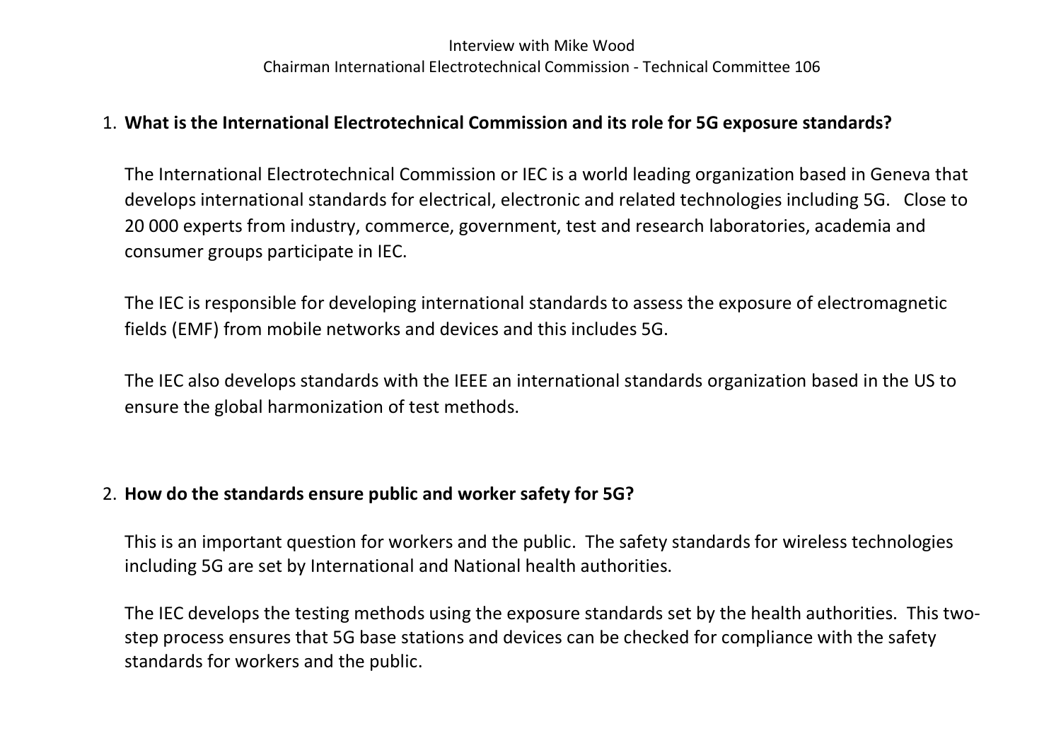# Interview with Mike Wood

Chairman International Electrotechnical Commission - Technical Committee 106

1. **What is the International Electrotechnical Commission and its role for 5G exposure standards?**

   The International Electrotechnical Commission or IEC is a world leading organization based in Geneva that develops international standards for electrical, electronic and related technologies including 5G. Close to 20 000 experts from industry, commerce, government, test and research laboratories, academia and consumer groups participate in IEC.

   The IEC is responsible for developing international standards to assess the exposure of electromagnetic fields (EMF) from mobile networks and devices and this includes 5G.

   The IEC also develops standards with the IEEE an international standards organization based in the US to ensure the global harmonization of test methods.

2. **How do the standards ensure public and worker safety for 5G?**

   This is an important question for workers and the public. The safety standards for wireless technologies including 5G are set by International and National health authorities.

   The IEC develops the testing methods using the exposure standards set by the health authorities. This two-step process ensures that 5G base stations and devices can be checked for compliance with the safety standards for workers and the public.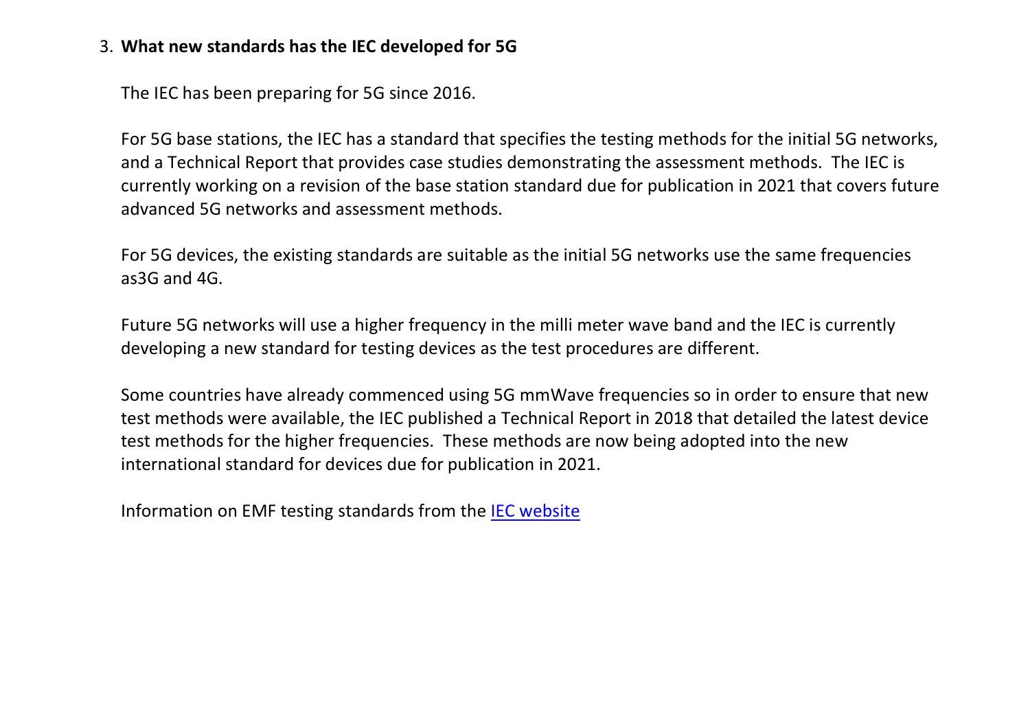3. **What new standards has the IEC developed for 5G**

   The IEC has been preparing for 5G since 2016.

   For 5G base stations, the IEC has a standard that specifies the testing methods for the initial 5G networks, and a Technical Report that provides case studies demonstrating the assessment methods. The IEC is currently working on a revision of the base station standard due for publication in 2021 that covers future advanced 5G networks and assessment methods.

   For 5G devices, the existing standards are suitable as the initial 5G networks use the same frequencies as3G and 4G.

   Future 5G networks will use a higher frequency in the milli meter wave band and the IEC is currently developing a new standard for testing devices as the test procedures are different.

   Some countries have already commenced using 5G mmWave frequencies so in order to ensure that new test methods were available, the IEC published a Technical Report in 2018 that detailed the latest device test methods for the higher frequencies. These methods are now being adopted into the new international standard for devices due for publication in 2021.

   Information on EMF testing standards from the IEC website